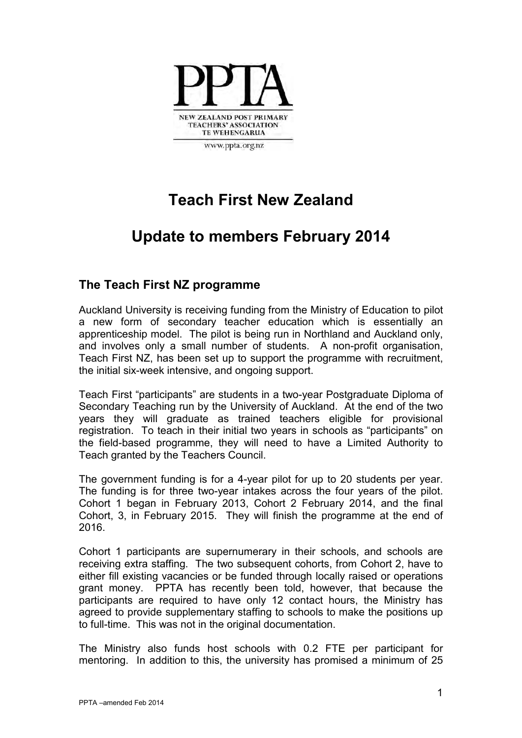PPTA

NEW ZEALAND POST PRIMARY TEACHERS' ASSOCIATION TE WEHENGARUA

www.ppta.org.nz

# Teach First New Zealand

# Update to members February 2014

## The Teach First NZ programme

Auckland University is receiving funding from the Ministry of Education to pilot a new form of secondary teacher education which is essentially an apprenticeship model. The pilot is being run in Northland and Auckland only, and involves only a small number of students. A non-profit organisation, Teach First NZ, has been set up to support the programme with recruitment, the initial six-week intensive, and ongoing support.

Teach First "participants" are students in a two-year Postgraduate Diploma of Secondary Teaching run by the University of Auckland. At the end of the two years they will graduate as trained teachers eligible for provisional registration. To teach in their initial two years in schools as "participants" on the field-based programme, they will need to have a Limited Authority to Teach granted by the Teachers Council.

The government funding is for a 4-year pilot for up to 20 students per year. The funding is for three two-year intakes across the four years of the pilot. Cohort 1 began in February 2013, Cohort 2 February 2014, and the final Cohort, 3, in February 2015. They will finish the programme at the end of 2016.

Cohort 1 participants are supernumerary in their schools, and schools are receiving extra staffing. The two subsequent cohorts, from Cohort 2, have to either fill existing vacancies or be funded through locally raised or operations grant money. PPTA has recently been told, however, that because the participants are required to have only 12 contact hours, the Ministry has agreed to provide supplementary staffing to schools to make the positions up to full-time. This was not in the original documentation.

The Ministry also funds host schools with 0.2 FTE per participant for mentoring. In addition to this, the university has promised a minimum of 25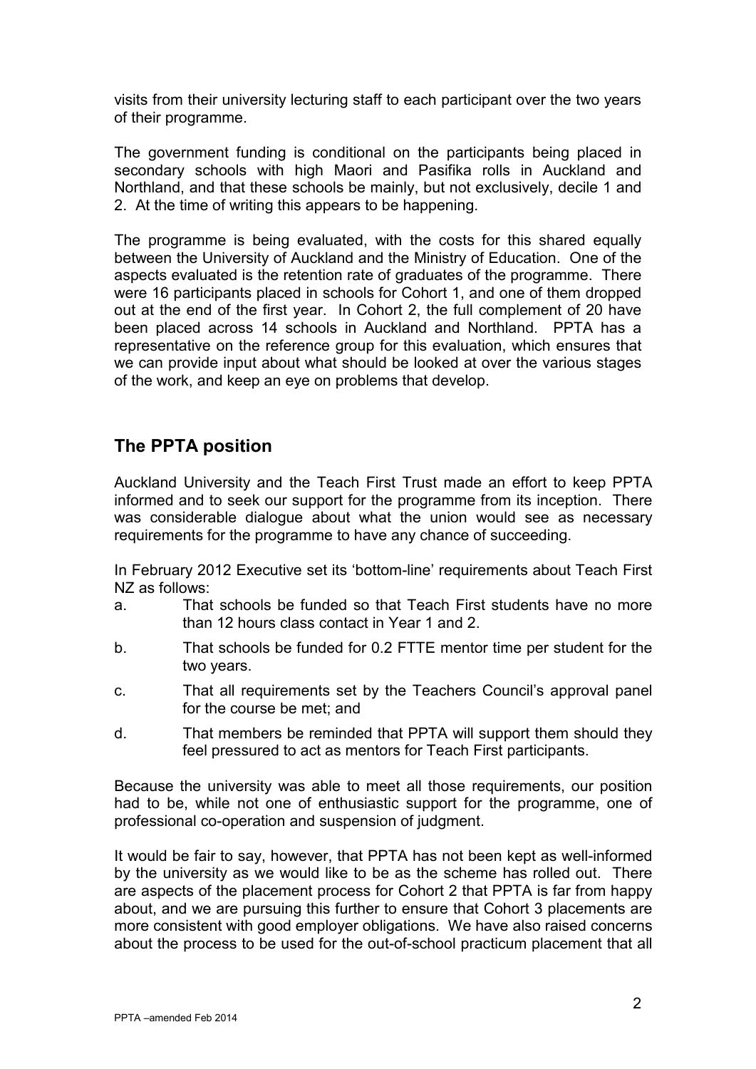visits from their university lecturing staff to each participant over the two years of their programme.

The government funding is conditional on the participants being placed in secondary schools with high Maori and Pasifika rolls in Auckland and Northland, and that these schools be mainly, but not exclusively, decile 1 and 2. At the time of writing this appears to be happening.

The programme is being evaluated, with the costs for this shared equally between the University of Auckland and the Ministry of Education. One of the aspects evaluated is the retention rate of graduates of the programme. There were 16 participants placed in schools for Cohort 1, and one of them dropped out at the end of the first year. In Cohort 2, the full complement of 20 have been placed across 14 schools in Auckland and Northland. PPTA has a representative on the reference group for this evaluation, which ensures that we can provide input about what should be looked at over the various stages of the work, and keep an eye on problems that develop.

## The PPTA position

Auckland University and the Teach First Trust made an effort to keep PPTA informed and to seek our support for the programme from its inception. There was considerable dialogue about what the union would see as necessary requirements for the programme to have any chance of succeeding.

In February 2012 Executive set its 'bottom-line' requirements about Teach First NZ as follows:

a. That schools be funded so that Teach First students have no more than 12 hours class contact in Year 1 and 2.

b. That schools be funded for 0.2 FTTE mentor time per student for the two years.

c. That all requirements set by the Teachers Council's approval panel for the course be met; and

d. That members be reminded that PPTA will support them should they feel pressured to act as mentors for Teach First participants.

Because the university was able to meet all those requirements, our position had to be, while not one of enthusiastic support for the programme, one of professional co-operation and suspension of judgment.

It would be fair to say, however, that PPTA has not been kept as well-informed by the university as we would like to be as the scheme has rolled out. There are aspects of the placement process for Cohort 2 that PPTA is far from happy about, and we are pursuing this further to ensure that Cohort 3 placements are more consistent with good employer obligations. We have also raised concerns about the process to be used for the out-of-school practicum placement that all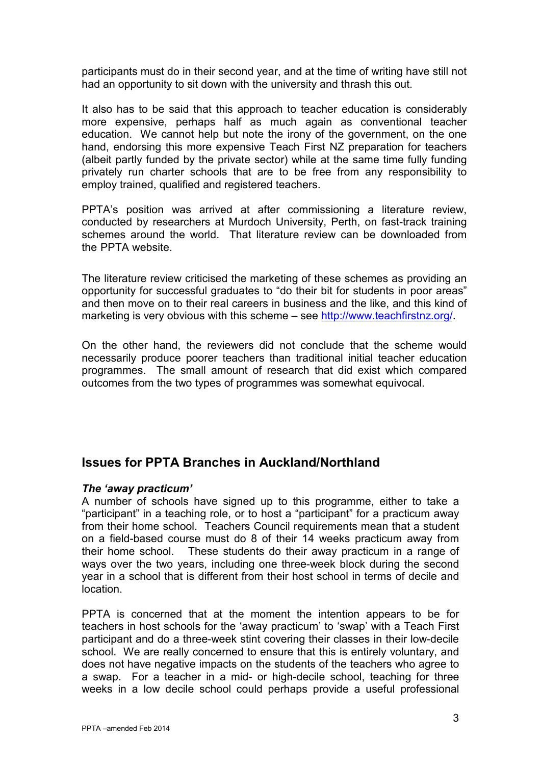participants must do in their second year, and at the time of writing have still not had an opportunity to sit down with the university and thrash this out.

It also has to be said that this approach to teacher education is considerably more expensive, perhaps half as much again as conventional teacher education. We cannot help but note the irony of the government, on the one hand, endorsing this more expensive Teach First NZ preparation for teachers (albeit partly funded by the private sector) while at the same time fully funding privately run charter schools that are to be free from any responsibility to employ trained, qualified and registered teachers.

PPTA's position was arrived at after commissioning a literature review, conducted by researchers at Murdoch University, Perth, on fast-track training schemes around the world. That literature review can be downloaded from the PPTA website.

The literature review criticised the marketing of these schemes as providing an opportunity for successful graduates to "do their bit for students in poor areas" and then move on to their real careers in business and the like, and this kind of marketing is very obvious with this scheme – see [http://www.teachfirstnz.org/](http://www.teachfirstnz.org/).

On the other hand, the reviewers did not conclude that the scheme would necessarily produce poorer teachers than traditional initial teacher education programmes. The small amount of research that did exist which compared outcomes from the two types of programmes was somewhat equivocal.

## Issues for PPTA Branches in Auckland/Northland

***The 'away practicum'***

A number of schools have signed up to this programme, either to take a "participant" in a teaching role, or to host a "participant" for a practicum away from their home school. Teachers Council requirements mean that a student on a field-based course must do 8 of their 14 weeks practicum away from their home school. These students do their away practicum in a range of ways over the two years, including one three-week block during the second year in a school that is different from their host school in terms of decile and location.

PPTA is concerned that at the moment the intention appears to be for teachers in host schools for the 'away practicum' to 'swap' with a Teach First participant and do a three-week stint covering their classes in their low-decile school. We are really concerned to ensure that this is entirely voluntary, and does not have negative impacts on the students of the teachers who agree to a swap. For a teacher in a mid- or high-decile school, teaching for three weeks in a low decile school could perhaps provide a useful professional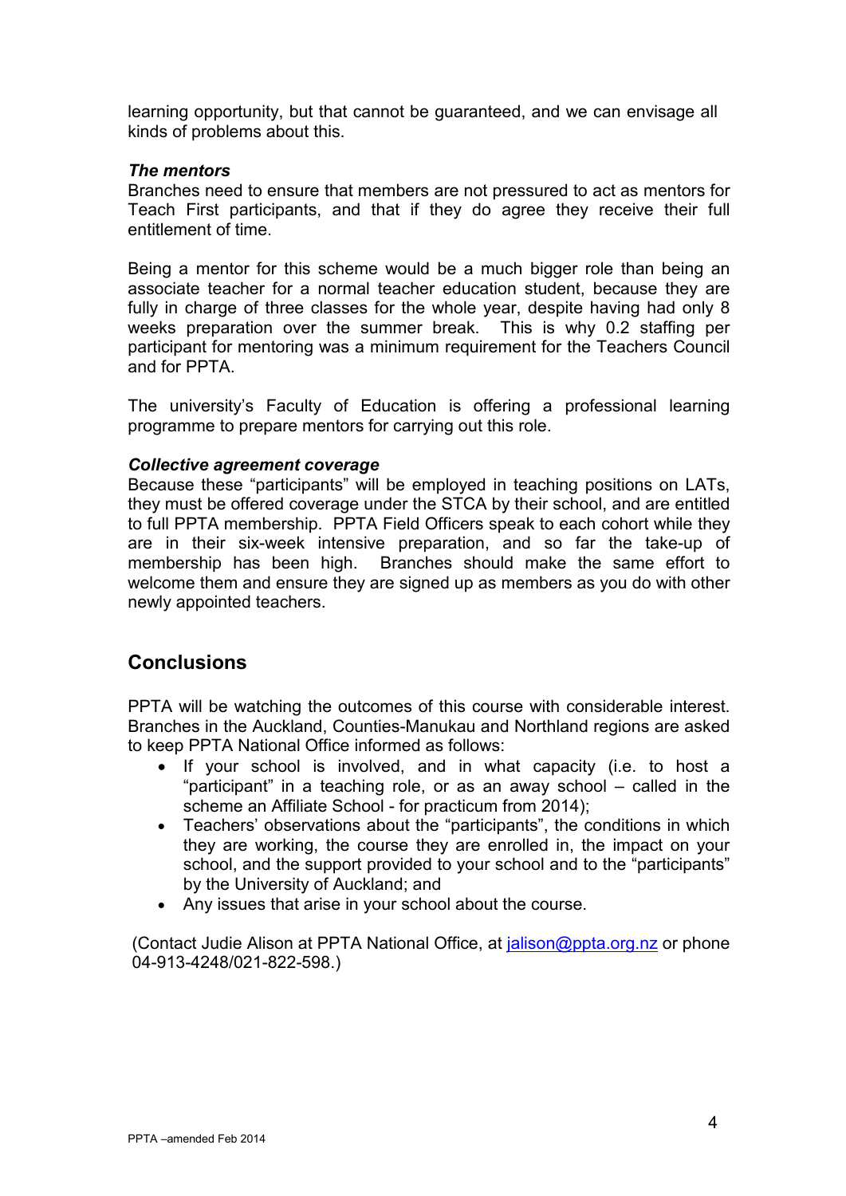learning opportunity, but that cannot be guaranteed, and we can envisage all kinds of problems about this.

### *The mentors*

Branches need to ensure that members are not pressured to act as mentors for Teach First participants, and that if they do agree they receive their full entitlement of time.

Being a mentor for this scheme would be a much bigger role than being an associate teacher for a normal teacher education student, because they are fully in charge of three classes for the whole year, despite having had only 8 weeks preparation over the summer break. This is why 0.2 staffing per participant for mentoring was a minimum requirement for the Teachers Council and for PPTA.

The university's Faculty of Education is offering a professional learning programme to prepare mentors for carrying out this role.

### *Collective agreement coverage*

Because these "participants" will be employed in teaching positions on LATs, they must be offered coverage under the STCA by their school, and are entitled to full PPTA membership. PPTA Field Officers speak to each cohort while they are in their six-week intensive preparation, and so far the take-up of membership has been high. Branches should make the same effort to welcome them and ensure they are signed up as members as you do with other newly appointed teachers.

## Conclusions

PPTA will be watching the outcomes of this course with considerable interest. Branches in the Auckland, Counties-Manukau and Northland regions are asked to keep PPTA National Office informed as follows:

- If your school is involved, and in what capacity (i.e. to host a "participant" in a teaching role, or as an away school – called in the scheme an Affiliate School - for practicum from 2014);
- Teachers' observations about the "participants", the conditions in which they are working, the course they are enrolled in, the impact on your school, and the support provided to your school and to the "participants" by the University of Auckland; and
- Any issues that arise in your school about the course.

(Contact Judie Alison at PPTA National Office, at jalison@ppta.org.nz or phone 04-913-4248/021-822-598.)

PPTA –amended Feb 2014